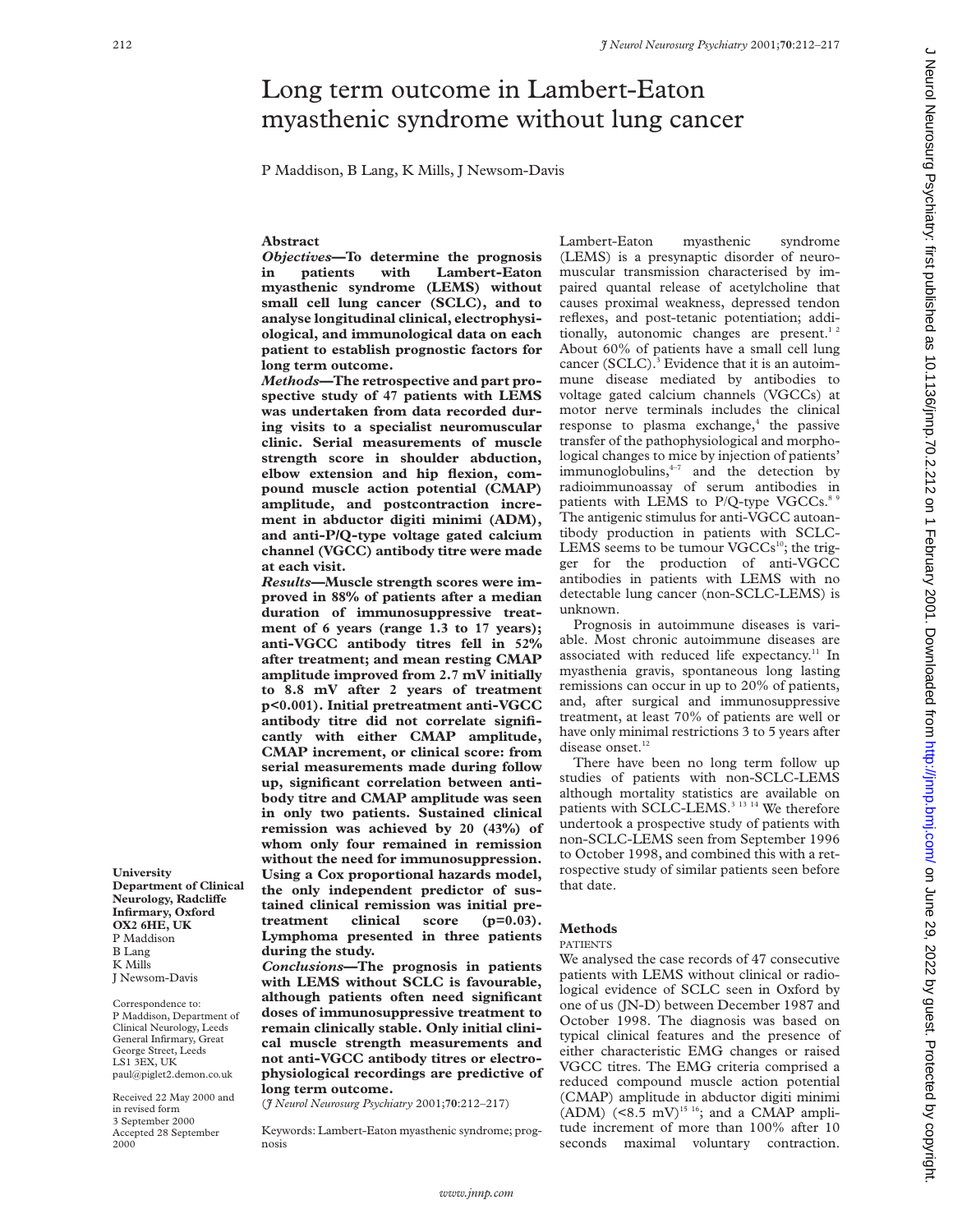# Long term outcome in Lambert-Eaton myasthenic syndrome without lung cancer

P Maddison, B Lang, K Mills, J Newsom-Davis

University Department of Clinical Neurology, Radcliffe Infirmary, Oxford OX2 6HE, UK
P Maddison
B Lang
K Mills
J Newsom-Davis

Correspondence to: P Maddison, Department of Clinical Neurology, Leeds General Infirmary, Great George Street, Leeds LS1 3EX, UK
paul@piglet2.demon.co.uk

Received 22 May 2000 and in revised form 3 September 2000
Accepted 28 September 2000

## Abstract

***Objectives*—To determine the prognosis in patients with Lambert-Eaton myasthenic syndrome (LEMS) without small cell lung cancer (SCLC), and to analyse longitudinal clinical, electrophysiological, and immunological data on each patient to establish prognostic factors for long term outcome.**

***Methods*—The retrospective and part prospective study of 47 patients with LEMS was undertaken from data recorded during visits to a specialist neuromuscular clinic. Serial measurements of muscle strength score in shoulder abduction, elbow extension and hip flexion, compound muscle action potential (CMAP) amplitude, and postcontraction increment in abductor digiti minimi (ADM), and anti-P/Q-type voltage gated calcium channel (VGCC) antibody titre were made at each visit.**

***Results*—Muscle strength scores were improved in 88% of patients after a median duration of immunosuppressive treatment of 6 years (range 1.3 to 17 years); anti-VGCC antibody titres fell in 52% after treatment; and mean resting CMAP amplitude improved from 2.7 mV initially to 8.8 mV after 2 years of treatment p<0.001). Initial pretreatment anti-VGCC antibody titre did not correlate significantly with either CMAP amplitude, CMAP increment, or clinical score: from serial measurements made during follow up, significant correlation between antibody titre and CMAP amplitude was seen in only two patients. Sustained clinical remission was achieved by 20 (43%) of whom only four remained in remission without the need for immunosuppression. Using a Cox proportional hazards model, the only independent predictor of sustained clinical remission was initial pretreatment clinical score (p=0.03). Lymphoma presented in three patients during the study.**

***Conclusions*—The prognosis in patients with LEMS without SCLC is favourable, although patients often need significant doses of immunosuppressive treatment to remain clinically stable. Only initial clinical muscle strength measurements and not anti-VGCC antibody titres or electrophysiological recordings are predictive of long term outcome.**

(*J Neurol Neurosurg Psychiatry* 2001;**70**:212–217)

Keywords: Lambert-Eaton myasthenic syndrome; prognosis

Lambert-Eaton myasthenic syndrome (LEMS) is a presynaptic disorder of neuromuscular transmission characterised by impaired quantal release of acetylcholine that causes proximal weakness, depressed tendon reflexes, and post-tetanic potentiation; additionally, autonomic changes are present.[1 2] About 60% of patients have a small cell lung cancer (SCLC).[3] Evidence that it is an autoimmune disease mediated by antibodies to voltage gated calcium channels (VGCCs) at motor nerve terminals includes the clinical response to plasma exchange,[4] the passive transfer of the pathophysiological and morphological changes to mice by injection of patients' immunoglobulins,[4–7] and the detection by radioimmunoassay of serum antibodies in patients with LEMS to P/Q-type VGCCs.[8 9] The antigenic stimulus for anti-VGCC autoantibody production in patients with SCLC-LEMS seems to be tumour VGCCs[10]; the trigger for the production of anti-VGCC antibodies in patients with LEMS with no detectable lung cancer (non-SCLC-LEMS) is unknown.

Prognosis in autoimmune diseases is variable. Most chronic autoimmune diseases are associated with reduced life expectancy.[11] In myasthenia gravis, spontaneous long lasting remissions can occur in up to 20% of patients, and, after surgical and immunosuppressive treatment, at least 70% of patients are well or have only minimal restrictions 3 to 5 years after disease onset.[12]

There have been no long term follow up studies of patients with non-SCLC-LEMS although mortality statistics are available on patients with SCLC-LEMS.[3 13 14] We therefore undertook a prospective study of patients with non-SCLC-LEMS seen from September 1996 to October 1998, and combined this with a retrospective study of similar patients seen before that date.

## Methods

### PATIENTS

We analysed the case records of 47 consecutive patients with LEMS without clinical or radiological evidence of SCLC seen in Oxford by one of us (JN-D) between December 1987 and October 1998. The diagnosis was based on typical clinical features and the presence of either characteristic EMG changes or raised VGCC titres. The EMG criteria comprised a reduced compound muscle action potential (CMAP) amplitude in abductor digiti minimi (ADM) (<8.5 mV)[15 16]; and a CMAP amplitude increment of more than 100% after 10 seconds maximal voluntary contraction.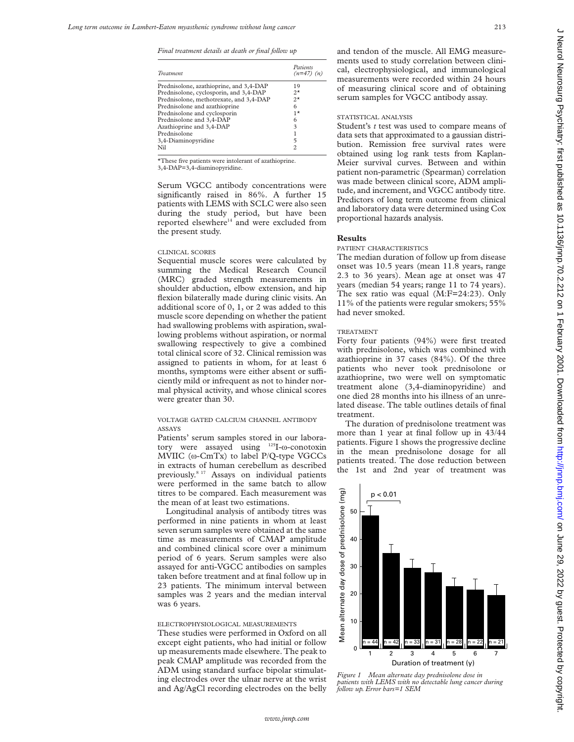*Final treatment details at death or final follow up*

| Treatment | Patients (n=47) (n) |
|---|---|
| Prednisolone, azathioprine, and 3,4-DAP | 19 |
| Prednisolone, cyclosporin, and 3,4-DAP | 2* |
| Prednisolone, methotrexate, and 3,4-DAP | 2* |
| Prednisolone and azathioprine | 6 |
| Prednisolone and cyclosporin | 1* |
| Prednisolone and 3,4-DAP | 6 |
| Azathioprine and 3,4-DAP | 3 |
| Prednisolone | 1 |
| 3,4-Diaminopyridine | 5 |
| Nil | 2 |

*These five patients were intolerant of azathioprine.
3,4-DAP=3,4-diaminopyridine.

Serum VGCC antibody concentrations were significantly raised in 86%. A further 15 patients with LEMS with SCLC were also seen during the study period, but have been reported elsewhere[14] and were excluded from the present study.

### CLINICAL SCORES

Sequential muscle scores were calculated by summing the Medical Research Council (MRC) graded strength measurements in shoulder abduction, elbow extension, and hip flexion bilaterally made during clinic visits. An additional score of 0, 1, or 2 was added to this muscle score depending on whether the patient had swallowing problems with aspiration, swallowing problems without aspiration, or normal swallowing respectively to give a combined total clinical score of 32. Clinical remission was assigned to patients in whom, for at least 6 months, symptoms were either absent or sufficiently mild or infrequent as not to hinder normal physical activity, and whose clinical scores were greater than 30.

### VOLTAGE GATED CALCIUM CHANNEL ANTIBODY ASSAYS

Patients' serum samples stored in our laboratory were assayed using $^{125}$I-ω-conotoxin MVIIC (ω-CmTx) to label P/Q-type VGCCs in extracts of human cerebellum as described previously.[8 17] Assays on individual patients were performed in the same batch to allow titres to be compared. Each measurement was the mean of at least two estimations.

Longitudinal analysis of antibody titres was performed in nine patients in whom at least seven serum samples were obtained at the same time as measurements of CMAP amplitude and combined clinical score over a minimum period of 6 years. Serum samples were also assayed for anti-VGCC antibodies on samples taken before treatment and at final follow up in 23 patients. The minimum interval between samples was 2 years and the median interval was 6 years.

### ELECTROPHYSIOLOGICAL MEASUREMENTS

These studies were performed in Oxford on all except eight patients, who had initial or follow up measurements made elsewhere. The peak to peak CMAP amplitude was recorded from the ADM using standard surface bipolar stimulating electrodes over the ulnar nerve at the wrist and Ag/AgCl recording electrodes on the belly and tendon of the muscle. All EMG measurements used to study correlation between clinical, electrophysiological, and immunological measurements were recorded within 24 hours of measuring clinical score and of obtaining serum samples for VGCC antibody assay.

### STATISTICAL ANALYSIS

Student's *t* test was used to compare means of data sets that approximated to a gaussian distribution. Remission free survival rates were obtained using log rank tests from Kaplan-Meier survival curves. Between and within patient non-parametric (Spearman) correlation was made between clinical score, ADM amplitude, and increment, and VGCC antibody titre. Predictors of long term outcome from clinical and laboratory data were determined using Cox proportional hazards analysis.

## Results

### PATIENT CHARACTERISTICS

The median duration of follow up from disease onset was 10.5 years (mean 11.8 years, range 2.3 to 36 years). Mean age at onset was 47 years (median 54 years; range 11 to 74 years). The sex ratio was equal (M:F=24:23). Only 11% of the patients were regular smokers; 55% had never smoked.

### TREATMENT

Forty four patients (94%) were first treated with prednisolone, which was combined with azathioprine in 37 cases (84%). Of the three patients who never took prednisolone or azathioprine, two were well on symptomatic treatment alone (3,4-diaminopyridine) and one died 28 months into his illness of an unrelated disease. The table outlines details of final treatment.

The duration of prednisolone treatment was more than 1 year at final follow up in 43/44 patients. Figure 1 shows the progressive decline in the mean prednisolone dosage for all patients treated. The dose reduction between the 1st and 2nd year of treatment was

*Figure 1 Mean alternate day prednisolone dose in patients with LEMS with no detectable lung cancer during follow up. Error bars=1 SEM*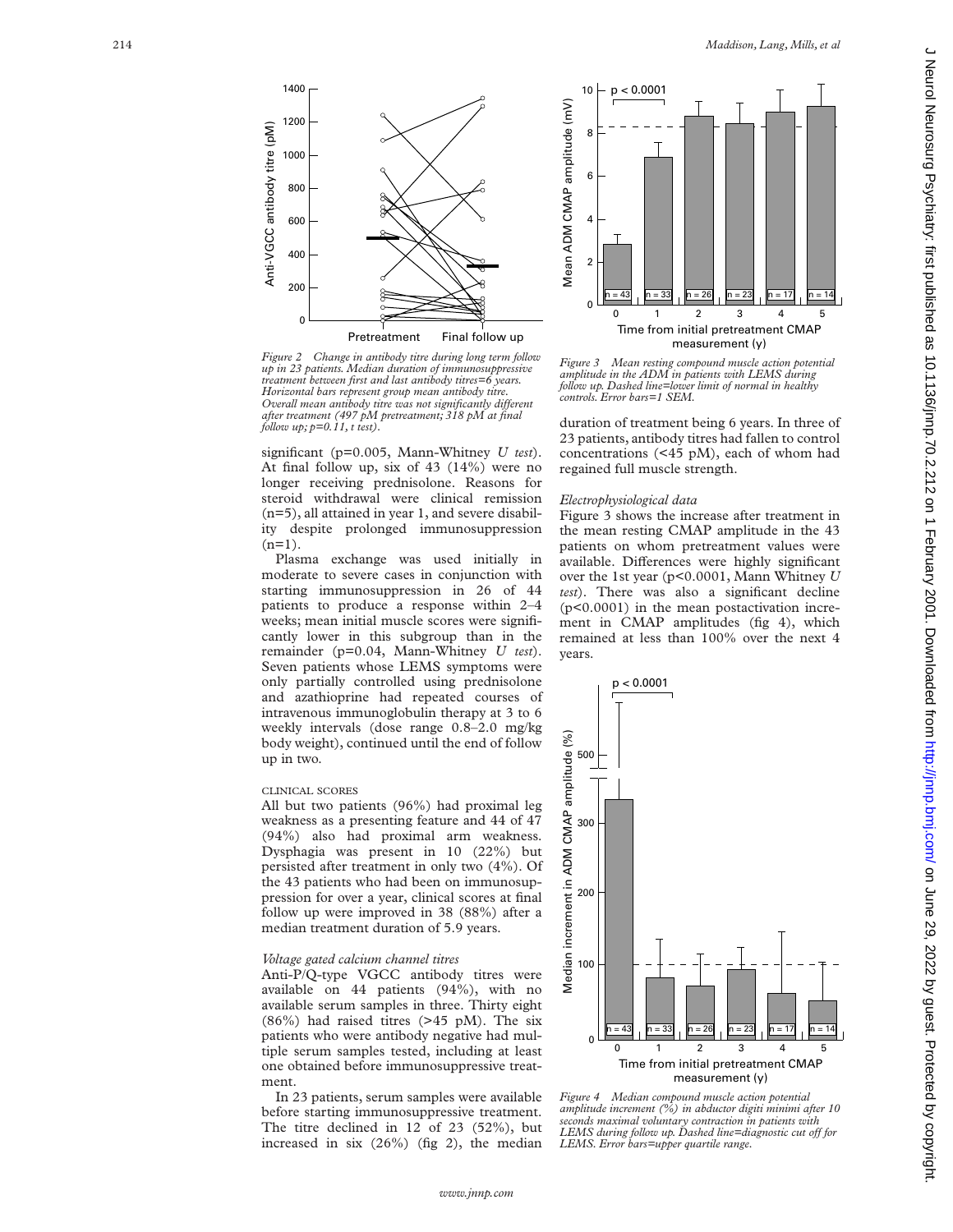*Figure 2 Change in antibody titre during long term follow up in 23 patients. Median duration of immunosuppressive treatment between first and last antibody titres=6 years. Horizontal bars represent group mean antibody titre. Overall mean antibody titre was not significantly different after treatment (497 pM pretreatment; 318 pM at final follow up; p=0.11, t test).*

significant (p=0.005, Mann-Whitney *U test*). At final follow up, six of 43 (14%) were no longer receiving prednisolone. Reasons for steroid withdrawal were clinical remission (n=5), all attained in year 1, and severe disability despite prolonged immunosuppression (n=1).

Plasma exchange was used initially in moderate to severe cases in conjunction with starting immunosuppression in 26 of 44 patients to produce a response within 2–4 weeks; mean initial muscle scores were significantly lower in this subgroup than in the remainder (p=0.04, Mann-Whitney *U test*). Seven patients whose LEMS symptoms were only partially controlled using prednisolone and azathioprine had repeated courses of intravenous immunoglobulin therapy at 3 to 6 weekly intervals (dose range 0.8–2.0 mg/kg body weight), continued until the end of follow up in two.

CLINICAL SCORES

All but two patients (96%) had proximal leg weakness as a presenting feature and 44 of 47 (94%) also had proximal arm weakness. Dysphagia was present in 10 (22%) but persisted after treatment in only two (4%). Of the 43 patients who had been on immunosuppression for over a year, clinical scores at final follow up were improved in 38 (88%) after a median treatment duration of 5.9 years.

*Voltage gated calcium channel titres*

Anti-P/Q-type VGCC antibody titres were available on 44 patients (94%), with no available serum samples in three. Thirty eight (86%) had raised titres (>45 pM). The six patients who were antibody negative had multiple serum samples tested, including at least one obtained before immunosuppressive treatment.

In 23 patients, serum samples were available before starting immunosuppressive treatment. The titre declined in 12 of 23 (52%), but increased in six (26%) (fig 2), the median duration of treatment being 6 years. In three of 23 patients, antibody titres had fallen to control concentrations (<45 pM), each of whom had regained full muscle strength.

*Figure 3 Mean resting compound muscle action potential amplitude in the ADM in patients with LEMS during follow up. Dashed line=lower limit of normal in healthy controls. Error bars=1 SEM.*

*Electrophysiological data*

Figure 3 shows the increase after treatment in the mean resting CMAP amplitude in the 43 patients on whom pretreatment values were available. Differences were highly significant over the 1st year (p<0.0001, Mann Whitney *U test*). There was also a significant decline (p<0.0001) in the mean postactivation increment in CMAP amplitudes (fig 4), which remained at less than 100% over the next 4 years.

*Figure 4 Median compound muscle action potential amplitude increment (%) in abductor digiti minimi after 10 seconds maximal voluntary contraction in patients with LEMS during follow up. Dashed line=diagnostic cut off for LEMS. Error bars=upper quartile range.*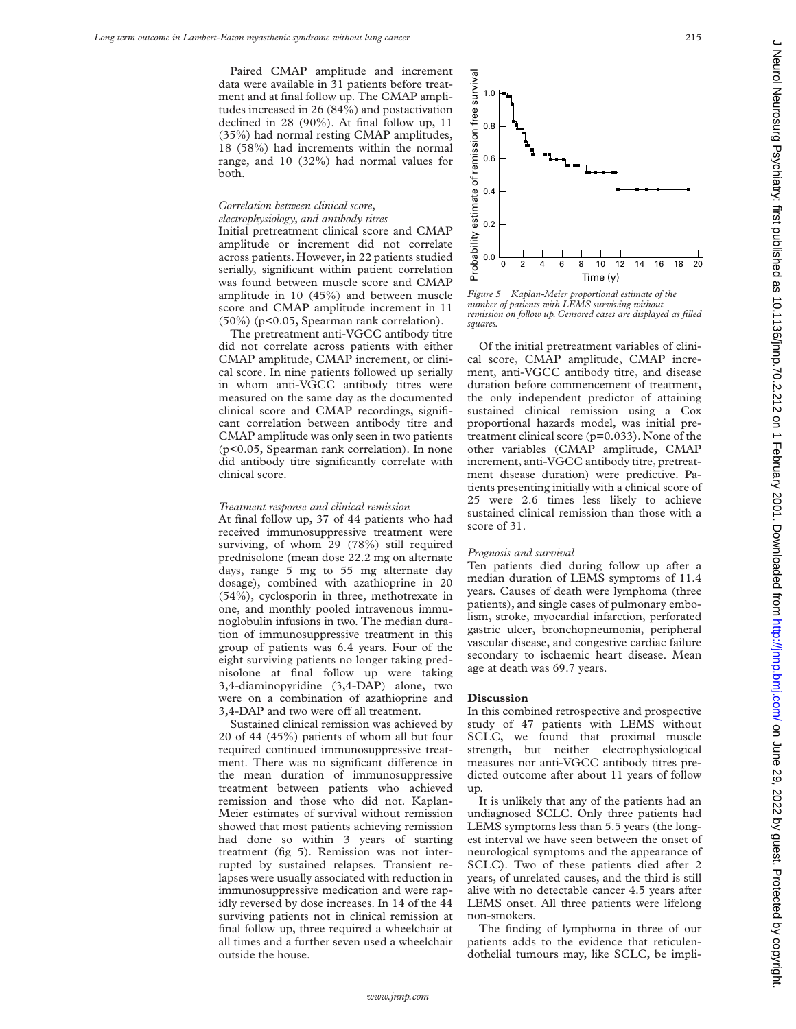Paired CMAP amplitude and increment data were available in 31 patients before treatment and at final follow up. The CMAP amplitudes increased in 26 (84%) and postactivation declined in 28 (90%). At final follow up, 11 (35%) had normal resting CMAP amplitudes, 18 (58%) had increments within the normal range, and 10 (32%) had normal values for both.

*Correlation between clinical score, electrophysiology, and antibody titres*

Initial pretreatment clinical score and CMAP amplitude or increment did not correlate across patients. However, in 22 patients studied serially, significant within patient correlation was found between muscle score and CMAP amplitude in 10 (45%) and between muscle score and CMAP amplitude increment in 11 (50%) ($p<0.05$, Spearman rank correlation).

The pretreatment anti-VGCC antibody titre did not correlate across patients with either CMAP amplitude, CMAP increment, or clinical score. In nine patients followed up serially in whom anti-VGCC antibody titres were measured on the same day as the documented clinical score and CMAP recordings, significant correlation between antibody titre and CMAP amplitude was only seen in two patients ($p<0.05$, Spearman rank correlation). In none did antibody titre significantly correlate with clinical score.

*Treatment response and clinical remission*

At final follow up, 37 of 44 patients who had received immunosuppressive treatment were surviving, of whom 29 (78%) still required prednisolone (mean dose 22.2 mg on alternate days, range 5 mg to 55 mg alternate day dosage), combined with azathioprine in 20 (54%), cyclosporin in three, methotrexate in one, and monthly pooled intravenous immunoglobulin infusions in two. The median duration of immunosuppressive treatment in this group of patients was 6.4 years. Four of the eight surviving patients no longer taking prednisolone at final follow up were taking 3,4-diaminopyridine (3,4-DAP) alone, two were on a combination of azathioprine and 3,4-DAP and two were off all treatment.

Sustained clinical remission was achieved by 20 of 44 (45%) patients of whom all but four required continued immunosuppressive treatment. There was no significant difference in the mean duration of immunosuppressive treatment between patients who achieved remission and those who did not. Kaplan-Meier estimates of survival without remission showed that most patients achieving remission had done so within 3 years of starting treatment (fig 5). Remission was not interrupted by sustained relapses. Transient relapses were usually associated with reduction in immunosuppressive medication and were rapidly reversed by dose increases. In 14 of the 44 surviving patients not in clinical remission at final follow up, three required a wheelchair at all times and a further seven used a wheelchair outside the house.

*Figure 5 Kaplan-Meier proportional estimate of the number of patients with LEMS surviving without remission on follow up. Censored cases are displayed as filled squares.*

Of the initial pretreatment variables of clinical score, CMAP amplitude, CMAP increment, anti-VGCC antibody titre, and disease duration before commencement of treatment, the only independent predictor of attaining sustained clinical remission using a Cox proportional hazards model, was initial pretreatment clinical score ($p=0.033$). None of the other variables (CMAP amplitude, CMAP increment, anti-VGCC antibody titre, pretreatment disease duration) were predictive. Patients presenting initially with a clinical score of 25 were 2.6 times less likely to achieve sustained clinical remission than those with a score of 31.

*Prognosis and survival*

Ten patients died during follow up after a median duration of LEMS symptoms of 11.4 years. Causes of death were lymphoma (three patients), and single cases of pulmonary embolism, stroke, myocardial infarction, perforated gastric ulcer, bronchopneumonia, peripheral vascular disease, and congestive cardiac failure secondary to ischaemic heart disease. Mean age at death was 69.7 years.

## Discussion

In this combined retrospective and prospective study of 47 patients with LEMS without SCLC, we found that proximal muscle strength, but neither electrophysiological measures nor anti-VGCC antibody titres predicted outcome after about 11 years of follow up.

It is unlikely that any of the patients had an undiagnosed SCLC. Only three patients had LEMS symptoms less than 5.5 years (the longest interval we have seen between the onset of neurological symptoms and the appearance of SCLC). Two of these patients died after 2 years, of unrelated causes, and the third is still alive with no detectable cancer 4.5 years after LEMS onset. All three patients were lifelong non-smokers.

The finding of lymphoma in three of our patients adds to the evidence that reticulendothelial tumours may, like SCLC, be impli-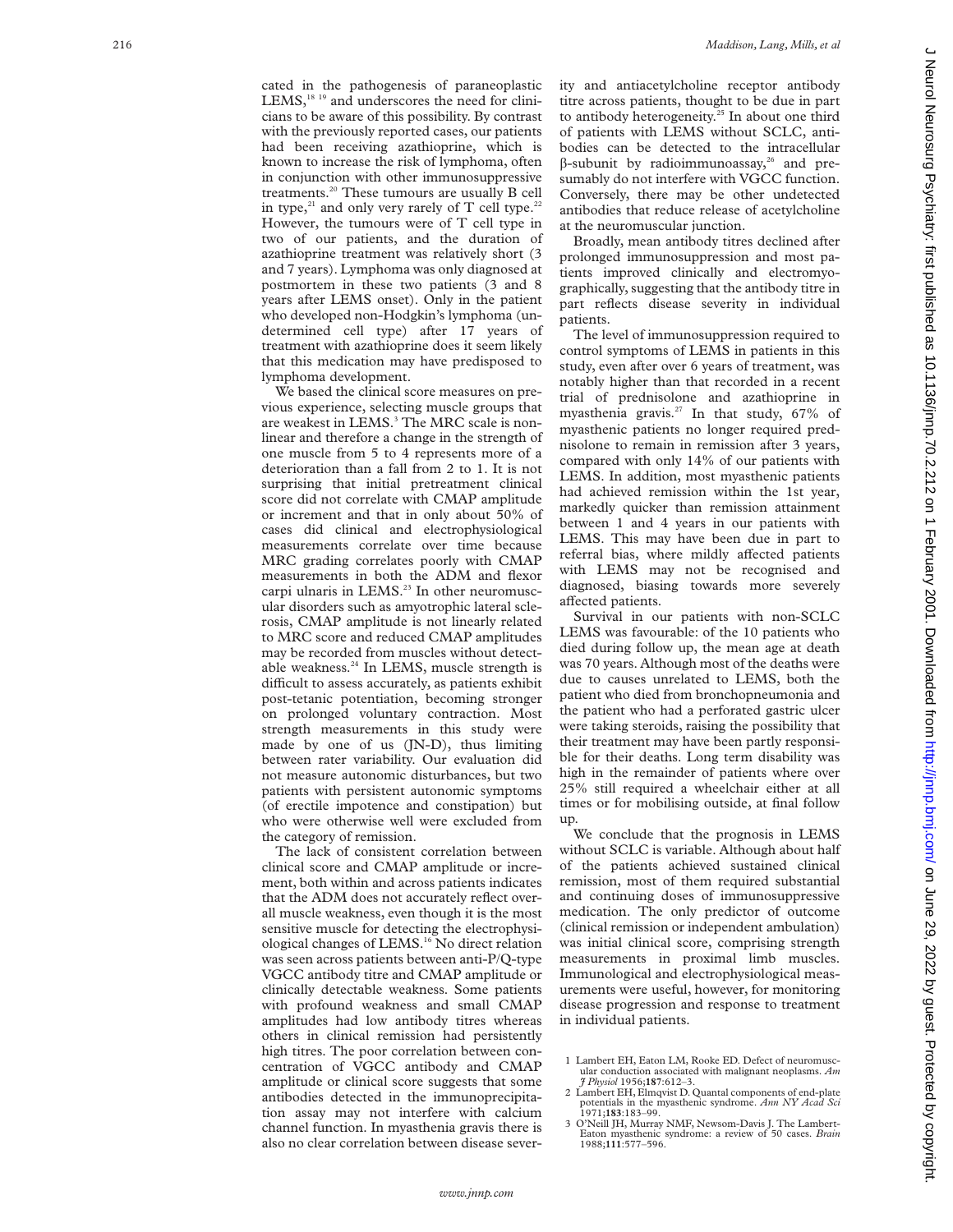cated in the pathogenesis of paraneoplastic LEMS,[18 19] and underscores the need for clinicians to be aware of this possibility. By contrast with the previously reported cases, our patients had been receiving azathioprine, which is known to increase the risk of lymphoma, often in conjunction with other immunosuppressive treatments.[20] These tumours are usually B cell in type,[21] and only very rarely of T cell type.[22] However, the tumours were of T cell type in two of our patients, and the duration of azathioprine treatment was relatively short (3 and 7 years). Lymphoma was only diagnosed at postmortem in these two patients (3 and 8 years after LEMS onset). Only in the patient who developed non-Hodgkin's lymphoma (undetermined cell type) after 17 years of treatment with azathioprine does it seem likely that this medication may have predisposed to lymphoma development.

We based the clinical score measures on previous experience, selecting muscle groups that are weakest in LEMS.[3] The MRC scale is nonlinear and therefore a change in the strength of one muscle from 5 to 4 represents more of a deterioration than a fall from 2 to 1. It is not surprising that initial pretreatment clinical score did not correlate with CMAP amplitude or increment and that in only about 50% of cases did clinical and electrophysiological measurements correlate over time because MRC grading correlates poorly with CMAP measurements in both the ADM and flexor carpi ulnaris in LEMS.[23] In other neuromuscular disorders such as amyotrophic lateral sclerosis, CMAP amplitude is not linearly related to MRC score and reduced CMAP amplitudes may be recorded from muscles without detectable weakness.[24] In LEMS, muscle strength is difficult to assess accurately, as patients exhibit post-tetanic potentiation, becoming stronger on prolonged voluntary contraction. Most strength measurements in this study were made by one of us (JN-D), thus limiting between rater variability. Our evaluation did not measure autonomic disturbances, but two patients with persistent autonomic symptoms (of erectile impotence and constipation) but who were otherwise well were excluded from the category of remission.

The lack of consistent correlation between clinical score and CMAP amplitude or increment, both within and across patients indicates that the ADM does not accurately reflect overall muscle weakness, even though it is the most sensitive muscle for detecting the electrophysiological changes of LEMS.[16] No direct relation was seen across patients between anti-P/Q-type VGCC antibody titre and CMAP amplitude or clinically detectable weakness. Some patients with profound weakness and small CMAP amplitudes had low antibody titres whereas others in clinical remission had persistently high titres. The poor correlation between concentration of VGCC antibody and CMAP amplitude or clinical score suggests that some antibodies detected in the immunoprecipitation assay may not interfere with calcium channel function. In myasthenia gravis there is also no clear correlation between disease severity and antiacetylcholine receptor antibody titre across patients, thought to be due in part to antibody heterogeneity.[25] In about one third of patients with LEMS without SCLC, antibodies can be detected to the intracellular β-subunit by radioimmunoassay,[26] and presumably do not interfere with VGCC function. Conversely, there may be other undetected antibodies that reduce release of acetylcholine at the neuromuscular junction.

Broadly, mean antibody titres declined after prolonged immunosuppression and most patients improved clinically and electromyographically, suggesting that the antibody titre in part reflects disease severity in individual patients.

The level of immunosuppression required to control symptoms of LEMS in patients in this study, even after over 6 years of treatment, was notably higher than that recorded in a recent trial of prednisolone and azathioprine in myasthenia gravis.[27] In that study, 67% of myasthenic patients no longer required prednisolone to remain in remission after 3 years, compared with only 14% of our patients with LEMS. In addition, most myasthenic patients had achieved remission within the 1st year, markedly quicker than remission attainment between 1 and 4 years in our patients with LEMS. This may have been due in part to referral bias, where mildly affected patients with LEMS may not be recognised and diagnosed, biasing towards more severely affected patients.

Survival in our patients with non-SCLC LEMS was favourable: of the 10 patients who died during follow up, the mean age at death was 70 years. Although most of the deaths were due to causes unrelated to LEMS, both the patient who died from bronchopneumonia and the patient who had a perforated gastric ulcer were taking steroids, raising the possibility that their treatment may have been partly responsible for their deaths. Long term disability was high in the remainder of patients where over 25% still required a wheelchair either at all times or for mobilising outside, at final follow up.

We conclude that the prognosis in LEMS without SCLC is variable. Although about half of the patients achieved sustained clinical remission, most of them required substantial and continuing doses of immunosuppressive medication. The only predictor of outcome (clinical remission or independent ambulation) was initial clinical score, comprising strength measurements in proximal limb muscles. Immunological and electrophysiological measurements were useful, however, for monitoring disease progression and response to treatment in individual patients.

1 Lambert EH, Eaton LM, Rooke ED. Defect of neuromuscular conduction associated with malignant neoplasms. *Am J Physiol* 1956;**187**:612–3.

2 Lambert EH, Elmqvist D. Quantal components of end-plate potentials in the myasthenic syndrome. *Ann NY Acad Sci* 1971;**183**:183–99.

3 O'Neill JH, Murray NMF, Newsom-Davis J. The Lambert-Eaton myasthenic syndrome: a review of 50 cases. *Brain* 1988;**111**:577–596.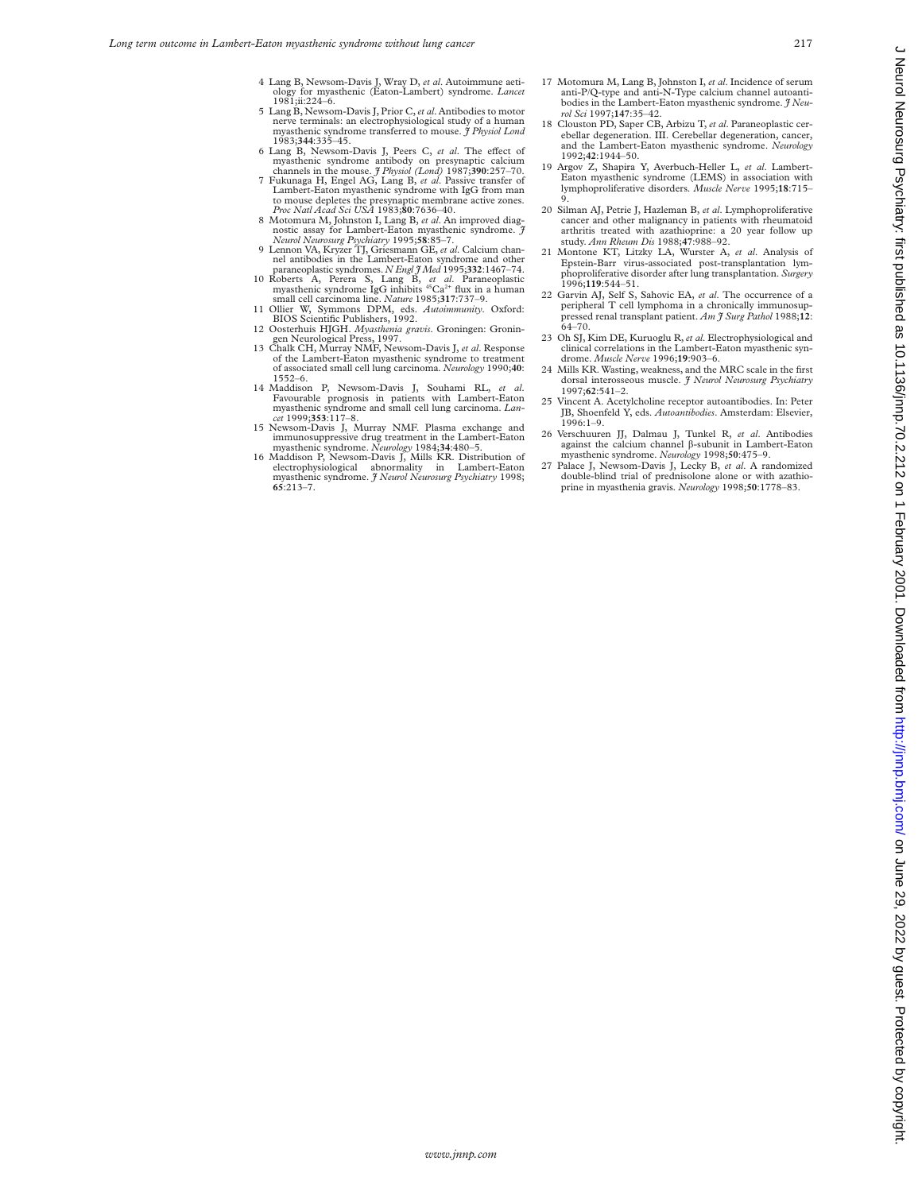4 Lang B, Newsom-Davis J, Wray D, *et al*. Autoimmune aetiology for myasthenic (Eaton-Lambert) syndrome. *Lancet* 1981;ii:224–6.
5 Lang B, Newsom-Davis J, Prior C, *et al*. Antibodies to motor nerve terminals: an electrophysiological study of a human myasthenic syndrome transferred to mouse. *J Physiol Lond* 1983;**344**:335–45.
6 Lang B, Newsom-Davis J, Peers C, *et al*. The effect of myasthenic syndrome antibody on presynaptic calcium channels in the mouse. *J Physiol (Lond)* 1987;**390**:257–70.
7 Fukunaga H, Engel AG, Lang B, *et al*. Passive transfer of Lambert-Eaton myasthenic syndrome with IgG from man to mouse depletes the presynaptic membrane active zones. *Proc Natl Acad Sci USA* 1983;**80**:7636–40.
8 Motomura M, Johnston I, Lang B, *et al*. An improved diagnostic assay for Lambert-Eaton myasthenic syndrome. *J Neurol Neurosurg Psychiatry* 1995;**58**:85–7.
9 Lennon VA, Kryzer TJ, Griesmann GE, *et al*. Calcium channel antibodies in the Lambert-Eaton syndrome and other paraneoplastic syndromes. *N Engl J Med* 1995;**332**:1467–74.
10 Roberts A, Perera S, Lang B, *et al*. Paraneoplastic myasthenic syndrome IgG inhibits $^{45}Ca^{2+}$ flux in a human small cell carcinoma line. *Nature* 1985;**317**:737–9.
11 Ollier W, Symmons DPM, eds. *Autoimmunity*. Oxford: BIOS Scientific Publishers, 1992.
12 Oosterhuis HJGH. *Myasthenia gravis*. Groningen: Groningen Neurological Press, 1997.
13 Chalk CH, Murray NMF, Newsom-Davis J, *et al*. Response of the Lambert-Eaton myasthenic syndrome to treatment of associated small cell lung carcinoma. *Neurology* 1990;**40**: 1552–6.
14 Maddison P, Newsom-Davis J, Souhami RL, *et al*. Favourable prognosis in patients with Lambert-Eaton myasthenic syndrome and small cell lung carcinoma. *Lancet* 1999;**353**:117–8.
15 Newsom-Davis J, Murray NMF. Plasma exchange and immunosuppressive drug treatment in the Lambert-Eaton myasthenic syndrome. *Neurology* 1984;**34**:480–5.
16 Maddison P, Newsom-Davis J, Mills KR. Distribution of electrophysiological abnormality in Lambert-Eaton myasthenic syndrome. *J Neurol Neurosurg Psychiatry* 1998; **65**:213–7.
17 Motomura M, Lang B, Johnston I, *et al*. Incidence of serum anti-P/Q-type and anti-N-Type calcium channel autoantibodies in the Lambert-Eaton myasthenic syndrome. *J Neurol Sci* 1997;**147**:35–42.
18 Clouston PD, Saper CB, Arbizu T, *et al*. Paraneoplastic cerebellar degeneration. III. Cerebellar degeneration, cancer, and the Lambert-Eaton myasthenic syndrome. *Neurology* 1992;**42**:1944–50.
19 Argov Z, Shapira Y, Averbuch-Heller L, *et al*. Lambert-Eaton myasthenic syndrome (LEMS) in association with lymphoproliferative disorders. *Muscle Nerve* 1995;**18**:715–9.
20 Silman AJ, Petrie J, Hazleman B, *et al*. Lymphoproliferative cancer and other malignancy in patients with rheumatoid arthritis treated with azathioprine: a 20 year follow up study. *Ann Rheum Dis* 1988;**47**:988–92.
21 Montone KT, Litzky LA, Wurster A, *et al*. Analysis of Epstein-Barr virus-associated post-transplantation lymphoproliferative disorder after lung transplantation. *Surgery* 1996;**119**:544–51.
22 Garvin AJ, Self S, Sahovic EA, *et al*. The occurrence of a peripheral T cell lymphoma in a chronically immunosuppressed renal transplant patient. *Am J Surg Pathol* 1988;**12**: 64–70.
23 Oh SJ, Kim DE, Kuruoglu R, *et al*. Electrophysiological and clinical correlations in the Lambert-Eaton myasthenic syndrome. *Muscle Nerve* 1996;**19**:903–6.
24 Mills KR. Wasting, weakness, and the MRC scale in the first dorsal interosseous muscle. *J Neurol Neurosurg Psychiatry* 1997;**62**:541–2.
25 Vincent A. Acetylcholine receptor autoantibodies. In: Peter JB, Shoenfeld Y, eds. *Autoantibodies*. Amsterdam: Elsevier, 1996:1–9.
26 Verschuuren JJ, Dalmau J, Tunkel R, *et al*. Antibodies against the calcium channel β-subunit in Lambert-Eaton myasthenic syndrome. *Neurology* 1998;**50**:475–9.
27 Palace J, Newsom-Davis J, Lecky B, *et al*. A randomized double-blind trial of prednisolone alone or with azathioprine in myasthenia gravis. *Neurology* 1998;**50**:1778–83.